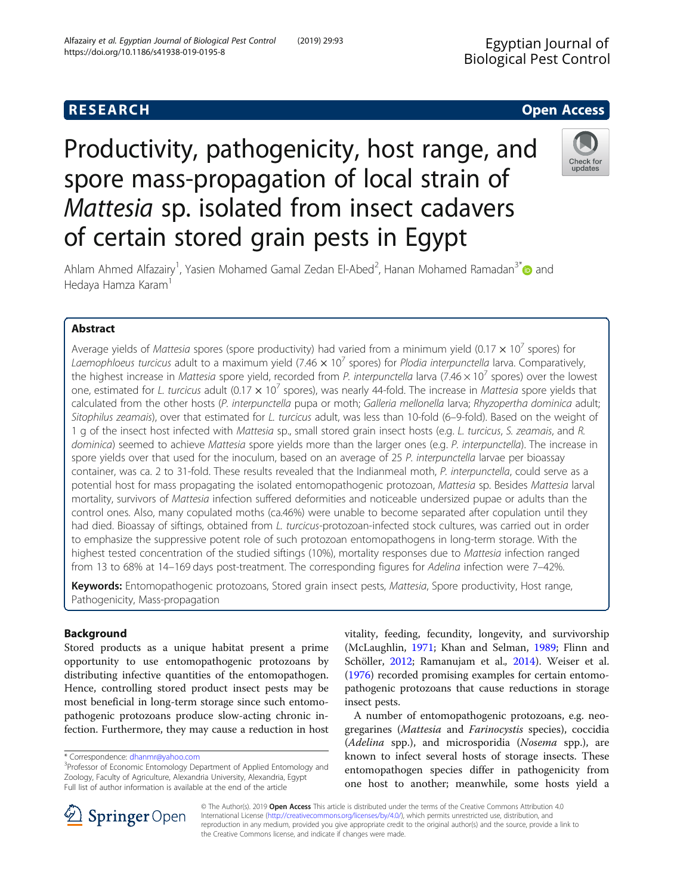RESEARCH | Open Access

# Productivity, pathogenicity, host range, and spore mass-propagation of local strain of *Mattesia* sp. isolated from insect cadavers of certain stored grain pests in Egypt

Ahlam Ahmed Alfazairy[1], Yasien Mohamed Gamal Zedan El-Abed[2], Hanan Mohamed Ramadan[3*] and Hedaya Hamza Karam[1]

## Abstract

Average yields of *Mattesia* spores (spore productivity) had varied from a minimum yield ($0.17 \times 10^7$ spores) for *Laemophloeus turcicus* adult to a maximum yield ($7.46 \times 10^7$ spores) for *Plodia interpunctella* larva. Comparatively, the highest increase in *Mattesia* spore yield, recorded from *P. interpunctella* larva ($7.46 \times 10^7$ spores) over the lowest one, estimated for *L. turcicus* adult ($0.17 \times 10^7$ spores), was nearly 44-fold. The increase in *Mattesia* spore yields that calculated from the other hosts (*P. interpunctella* pupa or moth; *Galleria mellonella* larva; *Rhyzopertha dominica* adult; *Sitophilus zeamais*), over that estimated for *L. turcicus* adult, was less than 10-fold (6–9-fold). Based on the weight of 1 g of the insect host infected with *Mattesia* sp., small stored grain insect hosts (e.g. *L. turcicus*, *S. zeamais*, and *R. dominica*) seemed to achieve *Mattesia* spore yields more than the larger ones (e.g. *P. interpunctella*). The increase in spore yields over that used for the inoculum, based on an average of 25 *P. interpunctella* larvae per bioassay container, was ca. 2 to 31-fold. These results revealed that the Indianmeal moth, *P. interpunctella*, could serve as a potential host for mass propagating the isolated entomopathogenic protozoan, *Mattesia* sp. Besides *Mattesia* larval mortality, survivors of *Mattesia* infection suffered deformities and noticeable undersized pupae or adults than the control ones. Also, many copulated moths (ca.46%) were unable to become separated after copulation until they had died. Bioassay of siftings, obtained from *L. turcicus*-protozoan-infected stock cultures, was carried out in order to emphasize the suppressive potent role of such protozoan entomopathogens in long-term storage. With the highest tested concentration of the studied siftings (10%), mortality responses due to *Mattesia* infection ranged from 13 to 68% at 14–169 days post-treatment. The corresponding figures for *Adelina* infection were 7–42%.

**Keywords:** Entomopathogenic protozoans, Stored grain insect pests, *Mattesia*, Spore productivity, Host range, Pathogenicity, Mass-propagation

## Background

Stored products as a unique habitat present a prime opportunity to use entomopathogenic protozoans by distributing infective quantities of the entomopathogen. Hence, controlling stored product insect pests may be most beneficial in long-term storage since such entomopathogenic protozoans produce slow-acting chronic infection. Furthermore, they may cause a reduction in host vitality, feeding, fecundity, longevity, and survivorship (McLaughlin, 1971; Khan and Selman, 1989; Flinn and Schöller, 2012; Ramanujam et al., 2014). Weiser et al. (1976) recorded promising examples for certain entomopathogenic protozoans that cause reductions in storage insect pests.

A number of entomopathogenic protozoans, e.g. neogregarines (*Mattesia* and *Farinocystis* species), coccidia (*Adelina* spp.), and microsporidia (*Nosema* spp.), are known to infect several hosts of storage insects. These entomopathogen species differ in pathogenicity from one host to another; meanwhile, some hosts yield a

\* Correspondence: dhanmr@yahoo.com
[3]Professor of Economic Entomology Department of Applied Entomology and Zoology, Faculty of Agriculture, Alexandria University, Alexandria, Egypt
Full list of author information is available at the end of the article

© The Author(s). 2019 **Open Access** This article is distributed under the terms of the Creative Commons Attribution 4.0 International License (http://creativecommons.org/licenses/by/4.0/), which permits unrestricted use, distribution, and reproduction in any medium, provided you give appropriate credit to the original author(s) and the source, provide a link to the Creative Commons license, and indicate if changes were made.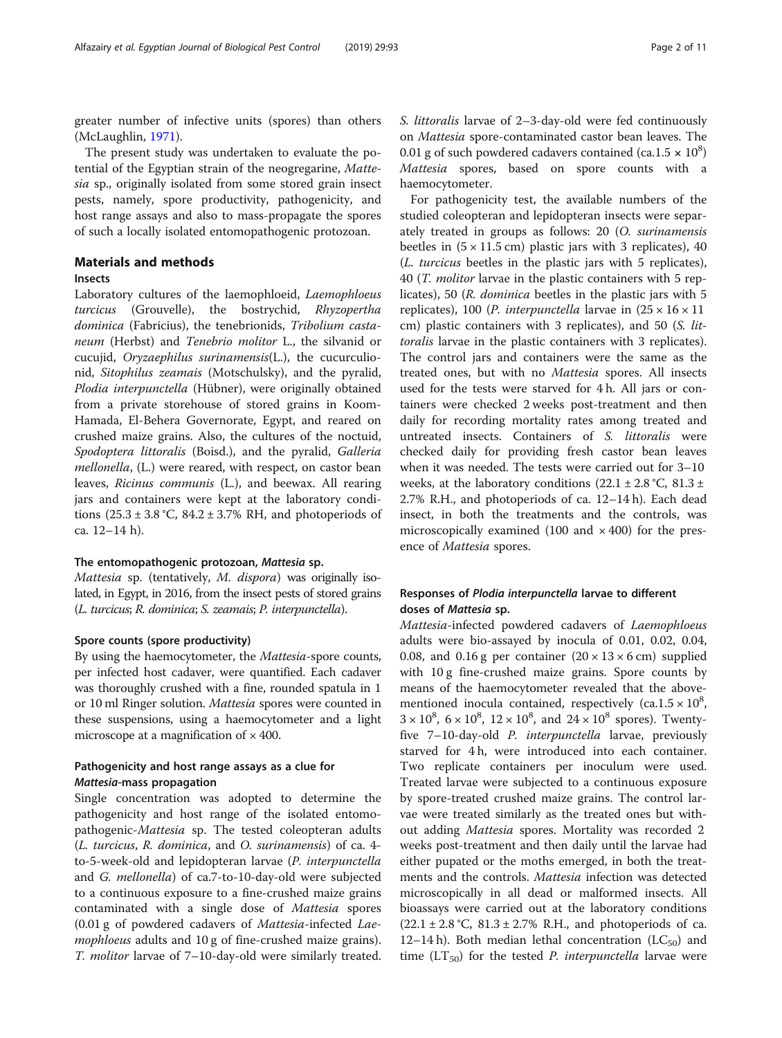greater number of infective units (spores) than others (McLaughlin, 1971).

The present study was undertaken to evaluate the potential of the Egyptian strain of the neogregarine, *Mattesia* sp., originally isolated from some stored grain insect pests, namely, spore productivity, pathogenicity, and host range assays and also to mass-propagate the spores of such a locally isolated entomopathogenic protozoan.

## Materials and methods

### Insects

Laboratory cultures of the laemophloeid, *Laemophloeus turcicus* (Grouvelle), the bostrychid, *Rhyzopertha dominica* (Fabricius), the tenebrionids, *Tribolium castaneum* (Herbst) and *Tenebrio molitor* L., the silvanid or cucujid, *Oryzaephilus surinamensis*(L.), the cucurculionid, *Sitophilus zeamais* (Motschulsky), and the pyralid, *Plodia interpunctella* (Hübner), were originally obtained from a private storehouse of stored grains in Koom-Hamada, El-Behera Governorate, Egypt, and reared on crushed maize grains. Also, the cultures of the noctuid, *Spodoptera littoralis* (Boisd.), and the pyralid, *Galleria mellonella*, (L.) were reared, with respect, on castor bean leaves, *Ricinus communis* (L.), and beewax. All rearing jars and containers were kept at the laboratory conditions (25.3 ± 3.8 °C, 84.2 ± 3.7% RH, and photoperiods of ca. 12–14 h).

#### The entomopathogenic protozoan, *Mattesia* sp.

*Mattesia* sp. (tentatively, *M. dispora*) was originally isolated, in Egypt, in 2016, from the insect pests of stored grains (*L. turcicus*; *R. dominica*; *S. zeamais*; *P. interpunctella*).

#### Spore counts (spore productivity)

By using the haemocytometer, the *Mattesia*-spore counts, per infected host cadaver, were quantified. Each cadaver was thoroughly crushed with a fine, rounded spatula in 1 or 10 ml Ringer solution. *Mattesia* spores were counted in these suspensions, using a haemocytometer and a light microscope at a magnification of × 400.

#### Pathogenicity and host range assays as a clue for *Mattesia*-mass propagation

Single concentration was adopted to determine the pathogenicity and host range of the isolated entomopathogenic-*Mattesia* sp. The tested coleopteran adults (*L. turcicus*, *R. dominica*, and *O. surinamensis*) of ca. 4-to-5-week-old and lepidopteran larvae (*P. interpunctella* and *G. mellonella*) of ca.7-to-10-day-old were subjected to a continuous exposure to a fine-crushed maize grains contaminated with a single dose of *Mattesia* spores (0.01 g of powdered cadavers of *Mattesia*-infected *Laemophloeus* adults and 10 g of fine-crushed maize grains). *T. molitor* larvae of 7–10-day-old were similarly treated. *S. littoralis* larvae of 2–3-day-old were fed continuously on *Mattesia* spore-contaminated castor bean leaves. The 0.01 g of such powdered cadavers contained (ca.$1.5 \times 10^8$) *Mattesia* spores, based on spore counts with a haemocytometer.

For pathogenicity test, the available numbers of the studied coleopteran and lepidopteran insects were separately treated in groups as follows: 20 (*O. surinamensis* beetles in (5 × 11.5 cm) plastic jars with 3 replicates), 40 (*L. turcicus* beetles in the plastic jars with 5 replicates), 40 (*T. molitor* larvae in the plastic containers with 5 replicates), 50 (*R. dominica* beetles in the plastic jars with 5 replicates), 100 (*P. interpunctella* larvae in (25 × 16 × 11 cm) plastic containers with 3 replicates), and 50 (*S. littoralis* larvae in the plastic containers with 3 replicates). The control jars and containers were the same as the treated ones, but with no *Mattesia* spores. All insects used for the tests were starved for 4 h. All jars or containers were checked 2 weeks post-treatment and then daily for recording mortality rates among treated and untreated insects. Containers of *S. littoralis* were checked daily for providing fresh castor bean leaves when it was needed. The tests were carried out for 3–10 weeks, at the laboratory conditions (22.1 ± 2.8 °C, 81.3 ± 2.7% R.H., and photoperiods of ca. 12–14 h). Each dead insect, in both the treatments and the controls, was microscopically examined (100 and × 400) for the presence of *Mattesia* spores.

#### Responses of *Plodia interpunctella* larvae to different doses of *Mattesia* sp.

*Mattesia*-infected powdered cadavers of *Laemophloeus* adults were bio-assayed by inocula of 0.01, 0.02, 0.04, 0.08, and 0.16 g per container (20 × 13 × 6 cm) supplied with 10 g fine-crushed maize grains. Spore counts by means of the haemocytometer revealed that the above-mentioned inocula contained, respectively (ca.$1.5 \times 10^8$, $3 \times 10^8$, $6 \times 10^8$, $12 \times 10^8$, and $24 \times 10^8$ spores). Twenty-five 7–10-day-old *P. interpunctella* larvae, previously starved for 4 h, were introduced into each container. Two replicate containers per inoculum were used. Treated larvae were subjected to a continuous exposure by spore-treated crushed maize grains. The control larvae were treated similarly as the treated ones but without adding *Mattesia* spores. Mortality was recorded 2 weeks post-treatment and then daily until the larvae had either pupated or the moths emerged, in both the treatments and the controls. *Mattesia* infection was detected microscopically in all dead or malformed insects. All bioassays were carried out at the laboratory conditions (22.1 ± 2.8 °C, 81.3 ± 2.7% R.H., and photoperiods of ca. 12–14 h). Both median lethal concentration ($LC_{50}$) and time ($LT_{50}$) for the tested *P. interpunctella* larvae were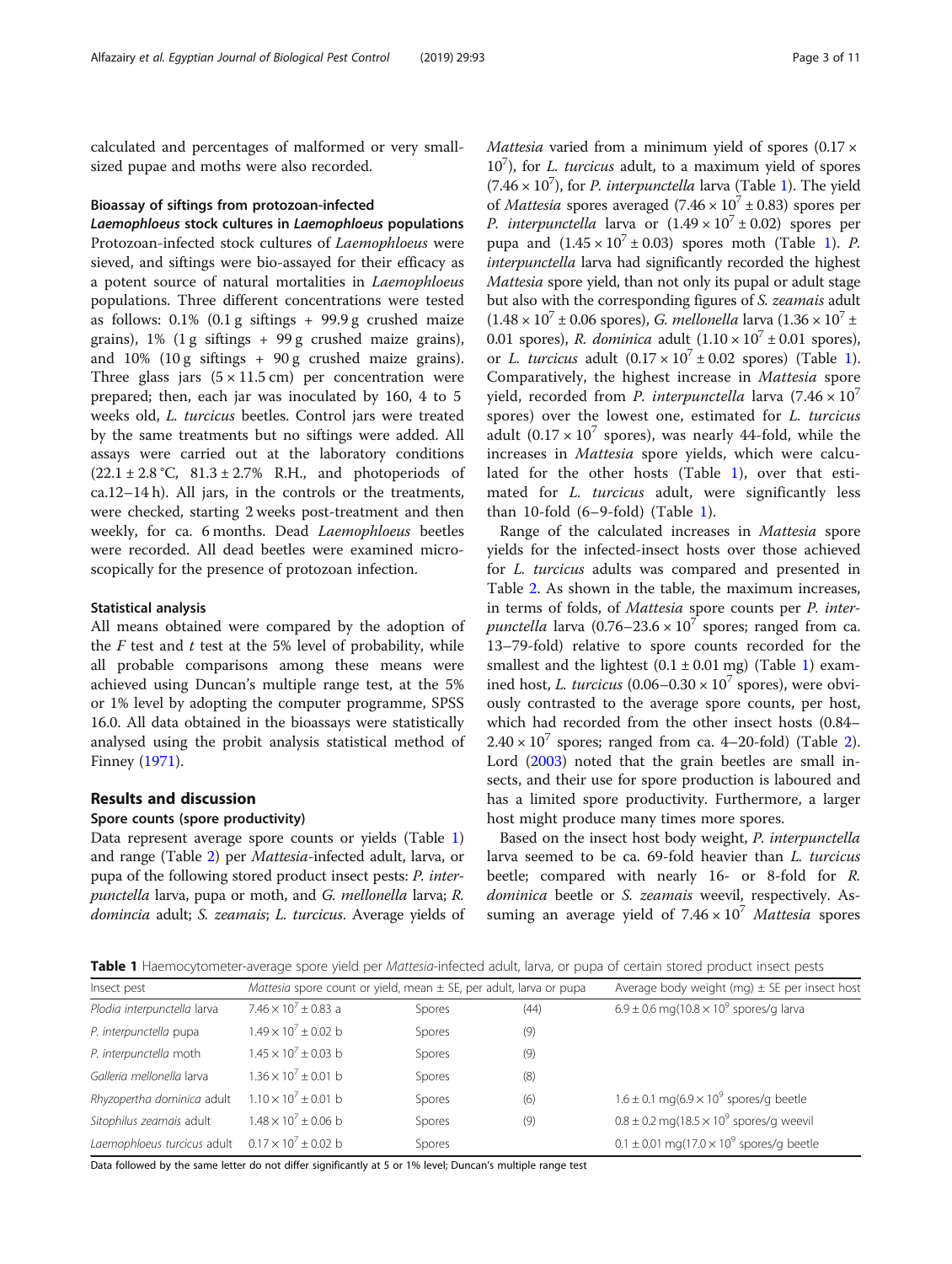calculated and percentages of malformed or very small-sized pupae and moths were also recorded.

#### Bioassay of siftings from protozoan-infected *Laemophloeus* stock cultures in *Laemophloeus* populations

Protozoan-infected stock cultures of *Laemophloeus* were sieved, and siftings were bio-assayed for their efficacy as a potent source of natural mortalities in *Laemophloeus* populations. Three different concentrations were tested as follows: 0.1% (0.1 g siftings + 99.9 g crushed maize grains), 1% (1 g siftings + 99 g crushed maize grains), and 10% (10 g siftings + 90 g crushed maize grains). Three glass jars (5 × 11.5 cm) per concentration were prepared; then, each jar was inoculated by 160, 4 to 5 weeks old, *L. turcicus* beetles. Control jars were treated by the same treatments but no siftings were added. All assays were carried out at the laboratory conditions (22.1 ± 2.8 °C, 81.3 ± 2.7% R.H., and photoperiods of ca.12–14 h). All jars, in the controls or the treatments, were checked, starting 2 weeks post-treatment and then weekly, for ca. 6 months. Dead *Laemophloeus* beetles were recorded. All dead beetles were examined microscopically for the presence of protozoan infection.

#### Statistical analysis

All means obtained were compared by the adoption of the *F* test and *t* test at the 5% level of probability, while all probable comparisons among these means were achieved using Duncan's multiple range test, at the 5% or 1% level by adopting the computer programme, SPSS 16.0. All data obtained in the bioassays were statistically analysed using the probit analysis statistical method of Finney (1971).

## Results and discussion

### Spore counts (spore productivity)

Data represent average spore counts or yields (Table 1) and range (Table 2) per *Mattesia*-infected adult, larva, or pupa of the following stored product insect pests: *P. interpunctella* larva, pupa or moth, and *G. mellonella* larva; *R. domincia* adult; *S. zeamais*; *L. turcicus*. Average yields of *Mattesia* varied from a minimum yield of spores ($0.17 \times 10^7$), for *L. turcicus* adult, to a maximum yield of spores ($7.46 \times 10^7$), for *P. interpunctella* larva (Table 1). The yield of *Mattesia* spores averaged ($7.46 \times 10^7 \pm 0.83$) spores per *P. interpunctella* larva or ($1.49 \times 10^7 \pm 0.02$) spores per pupa and ($1.45 \times 10^7 \pm 0.03$) spores moth (Table 1). *P. interpunctella* larva had significantly recorded the highest *Mattesia* spore yield, than not only its pupal or adult stage but also with the corresponding figures of *S. zeamais* adult ($1.48 \times 10^7 \pm 0.06$ spores), *G. mellonella* larva ($1.36 \times 10^7 \pm 0.01$ spores), *R. dominica* adult ($1.10 \times 10^7 \pm 0.01$ spores), or *L. turcicus* adult ($0.17 \times 10^7 \pm 0.02$ spores) (Table 1). Comparatively, the highest increase in *Mattesia* spore yield, recorded from *P. interpunctella* larva ($7.46 \times 10^7$ spores) over the lowest one, estimated for *L. turcicus* adult ($0.17 \times 10^7$ spores), was nearly 44-fold, while the increases in *Mattesia* spore yields, which were calculated for the other hosts (Table 1), over that estimated for *L. turcicus* adult, were significantly less than 10-fold (6–9-fold) (Table 1).

Range of the calculated increases in *Mattesia* spore yields for the infected-insect hosts over those achieved for *L. turcicus* adults was compared and presented in Table 2. As shown in the table, the maximum increases, in terms of folds, of *Mattesia* spore counts per *P. interpunctella* larva ($0.76–23.6 \times 10^7$ spores; ranged from ca. 13–79-fold) relative to spore counts recorded for the smallest and the lightest (0.1 ± 0.01 mg) (Table 1) examined host, *L. turcicus* ($0.06–0.30 \times 10^7$ spores), were obviously contrasted to the average spore counts, per host, which had recorded from the other insect hosts ($0.84–2.40 \times 10^7$ spores; ranged from ca. 4–20-fold) (Table 2). Lord (2003) noted that the grain beetles are small insects, and their use for spore production is laboured and has a limited spore productivity. Furthermore, a larger host might produce many times more spores.

Based on the insect host body weight, *P. interpunctella* larva seemed to be ca. 69-fold heavier than *L. turcicus* beetle; compared with nearly 16- or 8-fold for *R. dominica* beetle or *S. zeamais* weevil, respectively. Assuming an average yield of $7.46 \times 10^7$ *Mattesia* spores

**Table 1** Haemocytometer-average spore yield per *Mattesia*-infected adult, larva, or pupa of certain stored product insect pests

| Insect pest | *Mattesia* spore count or yield, mean ± SE, per adult, larva or pupa | | | Average body weight (mg) ± SE per insect host |
|---|---|---|---|---|
| *Plodia interpunctella* larva | $7.46 \times 10^7 \pm 0.83$ a | Spores | (44) | 6.9 ± 0.6 mg($10.8 \times 10^9$ spores/g larva |
| *P. interpunctella* pupa | $1.49 \times 10^7 \pm 0.02$ b | Spores | (9) | |
| *P. interpunctella* moth | $1.45 \times 10^7 \pm 0.03$ b | Spores | (9) | |
| *Galleria mellonella* larva | $1.36 \times 10^7 \pm 0.01$ b | Spores | (8) | |
| *Rhyzopertha dominica* adult | $1.10 \times 10^7 \pm 0.01$ b | Spores | (6) | 1.6 ± 0.1 mg($6.9 \times 10^9$ spores/g beetle |
| *Sitophilus zeamais* adult | $1.48 \times 10^7 \pm 0.06$ b | Spores | (9) | 0.8 ± 0.2 mg($18.5 \times 10^9$ spores/g weevil |
| *Laemophloeus turcicus* adult | $0.17 \times 10^7 \pm 0.02$ b | Spores | (9) | 0.1 ± 0.01 mg($17.0 \times 10^9$ spores/g beetle |

Data followed by the same letter do not differ significantly at 5 or 1% level; Duncan's multiple range test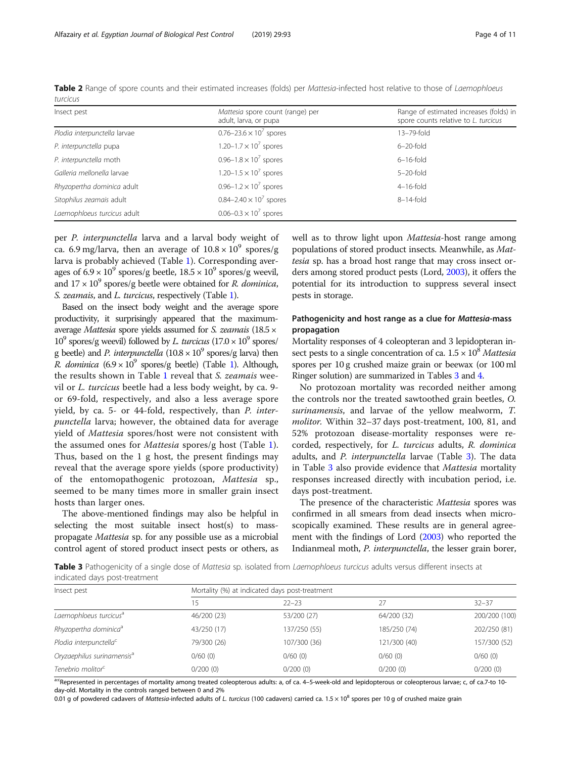**Table 2** Range of spore counts and their estimated increases (folds) per *Mattesia*-infected host relative to those of *Laemophloeus turcicus*

| Insect pest | *Mattesia* spore count (range) per adult, larva, or pupa | Range of estimated increases (folds) in spore counts relative to *L. turcicus* |
|---|---|---|
| *Plodia interpunctella* larvae | $0.76–23.6 \times 10^7$ spores | 13–79-fold |
| *P. interpunctella* pupa | $1.20–1.7 \times 10^7$ spores | 6–20-fold |
| *P. interpunctella* moth | $0.96–1.8 \times 10^7$ spores | 6–16-fold |
| *Galleria mellonella* larvae | $1.20–1.5 \times 10^7$ spores | 5–20-fold |
| *Rhyzopertha dominica* adult | $0.96–1.2 \times 10^7$ spores | 4–16-fold |
| *Sitophilus zeamais* adult | $0.84–2.40 \times 10^7$ spores | 8–14-fold |
| *Laemophloeus turcicus* adult | $0.06–0.3 \times 10^7$ spores | |

per *P. interpunctella* larva and a larval body weight of ca. 6.9 mg/larva, then an average of $10.8 \times 10^9$ spores/g larva is probably achieved (Table 1). Corresponding averages of $6.9 \times 10^9$ spores/g beetle, $18.5 \times 10^9$ spores/g weevil, and $17 \times 10^9$ spores/g beetle were obtained for *R. dominica*, *S. zeamais*, and *L. turcicus*, respectively (Table 1).

Based on the insect body weight and the average spore productivity, it surprisingly appeared that the maximum-average *Mattesia* spore yields assumed for *S. zeamais* ($18.5 \times 10^9$ spores/g weevil) followed by *L. turcicus* ($17.0 \times 10^9$ spores/g beetle) and *P. interpunctella* ($10.8 \times 10^9$ spores/g larva) then *R. dominica* ($6.9 \times 10^9$ spores/g beetle) (Table 1). Although, the results shown in Table 1 reveal that *S. zeamais* weevil or *L. turcicus* beetle had a less body weight, by ca. 9- or 69-fold, respectively, and also a less average spore yield, by ca. 5- or 44-fold, respectively, than *P. interpunctella* larva; however, the obtained data for average yield of *Mattesia* spores/host were not consistent with the assumed ones for *Mattesia* spores/g host (Table 1). Thus, based on the 1 g host, the present findings may reveal that the average spore yields (spore productivity) of the entomopathogenic protozoan, *Mattesia* sp., seemed to be many times more in smaller grain insect hosts than larger ones.

The above-mentioned findings may also be helpful in selecting the most suitable insect host(s) to mass-propagate *Mattesia* sp. for any possible use as a microbial control agent of stored product insect pests or others, as well as to throw light upon *Mattesia*-host range among populations of stored product insects. Meanwhile, as *Mattesia* sp. has a broad host range that may cross insect orders among stored product pests (Lord, 2003), it offers the potential for its introduction to suppress several insect pests in storage.

## Pathogenicity and host range as a clue for *Mattesia*-mass propagation

Mortality responses of 4 coleopteran and 3 lepidopteran insect pests to a single concentration of ca. $1.5 \times 10^8$ *Mattesia* spores per 10 g crushed maize grain or beewax (or 100 ml Ringer solution) are summarized in Tables 3 and 4.

No protozoan mortality was recorded neither among the controls nor the treated sawtoothed grain beetles, *O. surinamensis*, and larvae of the yellow mealworm, *T. molitor*. Within 32–37 days post-treatment, 100, 81, and 52% protozoan disease-mortality responses were recorded, respectively, for *L. turcicus* adults, *R. dominica* adults, and *P. interpunctella* larvae (Table 3). The data in Table 3 also provide evidence that *Mattesia* mortality responses increased directly with incubation period, i.e. days post-treatment.

The presence of the characteristic *Mattesia* spores was confirmed in all smears from dead insects when microscopically examined. These results are in general agreement with the findings of Lord (2003) who reported the Indianmeal moth, *P. interpunctella*, the lesser grain borer,

**Table 3** Pathogenicity of a single dose of *Mattesia* sp. isolated from *Laemophloeus turcicus* adults versus different insects at indicated days post-treatment

| Insect pest | Mortality (%) at indicated days post-treatment | | | |
|---|---|---|---|---|
| | 15 | 22–23 | 27 | 32–37 |
| *Laemophloeus turcicus*[a] | 46/200 (23) | 53/200 (27) | 64/200 (32) | 200/200 (100) |
| *Rhyzopertha dominica*[a] | 43/250 (17) | 137/250 (55) | 185/250 (74) | 202/250 (81) |
| *Plodia interpunctella*[c] | 79/300 (26) | 107/300 (36) | 121/300 (40) | 157/300 (52) |
| *Oryzaephilus surinamensis*[a] | 0/60 (0) | 0/60 (0) | 0/60 (0) | 0/60 (0) |
| *Tenebrio molitor*[c] | 0/200 (0) | 0/200 (0) | 0/200 (0) | 0/200 (0) |

[a-c]Represented in percentages of mortality among treated coleopterous adults: a, of ca. 4–5-week-old and lepidopterous or coleopterous larvae; c, of ca.7-to 10-day-old. Mortality in the controls ranged between 0 and 2%

0.01 g of powdered cadavers of *Mattesia*-infected adults of *L. turcicus* (100 cadavers) carried ca. $1.5 \times 10^8$ spores per 10 g of crushed maize grain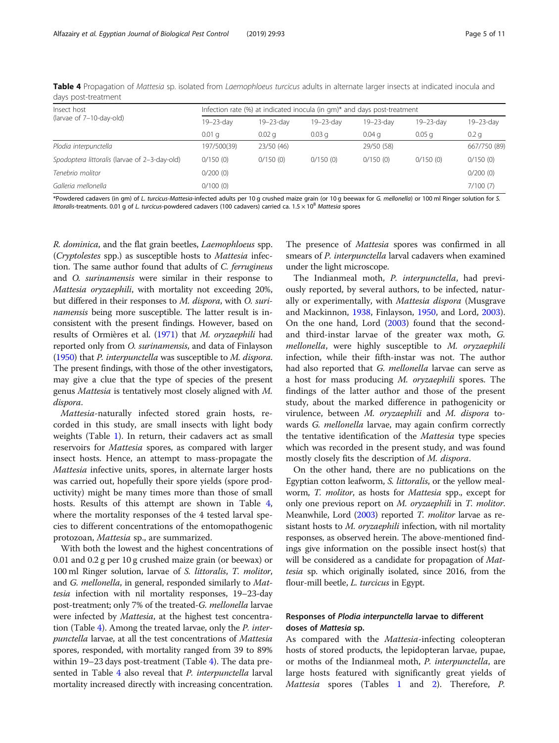**Table 4** Propagation of *Mattesia* sp. isolated from *Laemophloeus turcicus* adults in alternate larger insects at indicated inocula and days post-treatment

| Insect host (larvae of 7–10-day-old) | Infection rate (%) at indicated inocula (in gm)* and days post-treatment | | | | | |
|---|---|---|---|---|---|---|
| | 19–23-day | 19–23-day | 19–23-day | 19–23-day | 19–23-day | 19–23-day |
| | 0.01 g | 0.02 g | 0.03 g | 0.04 g | 0.05 g | 0.2 g |
| *Plodia interpunctella* | 197/500(39) | 23/50 (46) | | 29/50 (58) | | 667/750 (89) |
| *Spodoptera littoralis* (larvae of 2–3-day-old) | 0/150 (0) | 0/150 (0) | 0/150 (0) | 0/150 (0) | 0/150 (0) | 0/150 (0) |
| *Tenebrio molitor* | 0/200 (0) | | | | | 0/200 (0) |
| *Galleria mellonella* | 0/100 (0) | | | | | 7/100 (7) |

*Powdered cadavers (in gm) of *L. turcicus*-*Mattesia*-infected adults per 10 g crushed maize grain (or 10 g beewax for *G. mellonella*) or 100 ml Ringer solution for *S. littoralis*-treatments. 0.01 g of *L. turcicus*-powdered cadavers (100 cadavers) carried ca. $1.5 \times 10^8$ *Mattesia* spores

*R. dominica*, and the flat grain beetles, *Laemophloeus* spp. (*Cryptolestes* spp.) as susceptible hosts to *Mattesia* infection. The same author found that adults of *C. ferrugineus* and *O. surinamensis* were similar in their response to *Mattesia oryzaephili*, with mortality not exceeding 20%, but differed in their responses to *M. dispora*, with *O. surinamensis* being more susceptible. The latter result is inconsistent with the present findings. However, based on results of Ormières et al. (1971) that *M. oryzaephili* had reported only from *O. surinamensis*, and data of Finlayson (1950) that *P. interpunctella* was susceptible to *M. dispora*. The present findings, with those of the other investigators, may give a clue that the type of species of the present genus *Mattesia* is tentatively most closely aligned with *M. dispora*.

*Mattesia*-naturally infected stored grain hosts, recorded in this study, are small insects with light body weights (Table 1). In return, their cadavers act as small reservoirs for *Mattesia* spores, as compared with larger insect hosts. Hence, an attempt to mass-propagate the *Mattesia* infective units, spores, in alternate larger hosts was carried out, hopefully their spore yields (spore productivity) might be many times more than those of small hosts. Results of this attempt are shown in Table 4, where the mortality responses of the 4 tested larval species to different concentrations of the entomopathogenic protozoan, *Mattesia* sp., are summarized.

With both the lowest and the highest concentrations of 0.01 and 0.2 g per 10 g crushed maize grain (or beewax) or 100 ml Ringer solution, larvae of *S. littoralis*, *T. molitor*, and *G. mellonella*, in general, responded similarly to *Mattesia* infection with nil mortality responses, 19–23-day post-treatment; only 7% of the treated-*G. mellonella* larvae were infected by *Mattesia*, at the highest test concentration (Table 4). Among the treated larvae, only the *P. interpunctella* larvae, at all the test concentrations of *Mattesia* spores, responded, with mortality ranged from 39 to 89% within 19–23 days post-treatment (Table 4). The data presented in Table 4 also reveal that *P. interpunctella* larval mortality increased directly with increasing concentration. The presence of *Mattesia* spores was confirmed in all smears of *P. interpunctella* larval cadavers when examined under the light microscope.

The Indianmeal moth, *P. interpunctella*, had previously reported, by several authors, to be infected, naturally or experimentally, with *Mattesia dispora* (Musgrave and Mackinnon, 1938, Finlayson, 1950, and Lord, 2003). On the one hand, Lord (2003) found that the second- and third-instar larvae of the greater wax moth, *G. mellonella*, were highly susceptible to *M. oryzaephili* infection, while their fifth-instar was not. The author had also reported that *G. mellonella* larvae can serve as a host for mass producing *M. oryzaephili* spores. The findings of the latter author and those of the present study, about the marked difference in pathogenicity or virulence, between *M. oryzaephili* and *M. dispora* towards *G. mellonella* larvae, may again confirm correctly the tentative identification of the *Mattesia* type species which was recorded in the present study, and was found mostly closely fits the description of *M. dispora*.

On the other hand, there are no publications on the Egyptian cotton leafworm, *S. littoralis*, or the yellow mealworm, *T. molitor*, as hosts for *Mattesia* spp., except for only one previous report on *M. oryzaephili* in *T. molitor*. Meanwhile, Lord (2003) reported *T. molitor* larvae as resistant hosts to *M. oryzaephili* infection, with nil mortality responses, as observed herein. The above-mentioned findings give information on the possible insect host(s) that will be considered as a candidate for propagation of *Mattesia* sp. which originally isolated, since 2016, from the flour-mill beetle, *L. turcicus* in Egypt.

## Responses of *Plodia interpunctella* larvae to different doses of *Mattesia* sp.

As compared with the *Mattesia*-infecting coleopteran hosts of stored products, the lepidopteran larvae, pupae, or moths of the Indianmeal moth, *P. interpunctella*, are large hosts featured with significantly great yields of *Mattesia* spores (Tables 1 and 2). Therefore, *P.*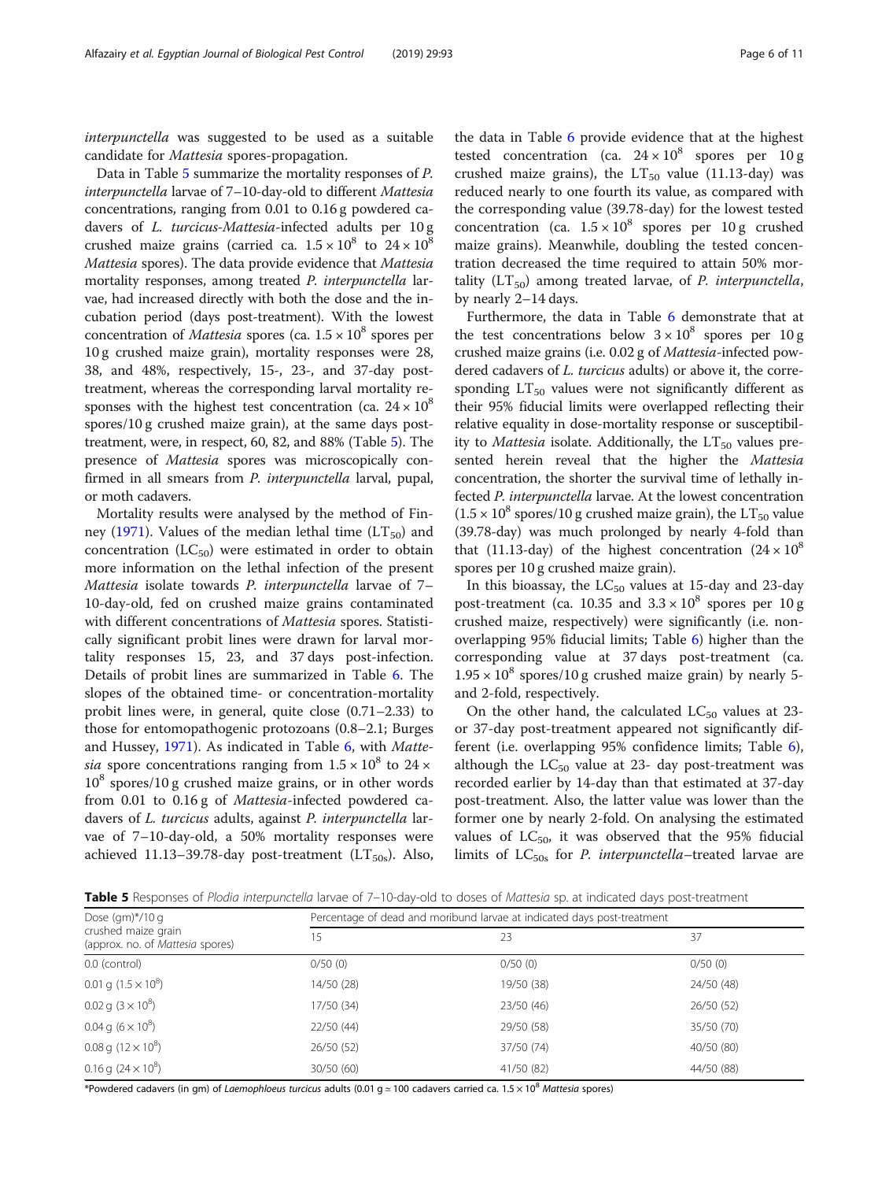*interpunctella* was suggested to be used as a suitable candidate for *Mattesia* spores-propagation.

Data in Table 5 summarize the mortality responses of *P. interpunctella* larvae of 7–10-day-old to different *Mattesia* concentrations, ranging from 0.01 to 0.16 g powdered cadavers of *L. turcicus*-*Mattesia*-infected adults per 10 g crushed maize grains (carried ca. $1.5 \times 10^8$ to $24 \times 10^8$ *Mattesia* spores). The data provide evidence that *Mattesia* mortality responses, among treated *P. interpunctella* larvae, had increased directly with both the dose and the incubation period (days post-treatment). With the lowest concentration of *Mattesia* spores (ca. $1.5 \times 10^8$ spores per 10 g crushed maize grain), mortality responses were 28, 38, and 48%, respectively, 15-, 23-, and 37-day post-treatment, whereas the corresponding larval mortality responses with the highest test concentration (ca. $24 \times 10^8$ spores/10 g crushed maize grain), at the same days post-treatment, were, in respect, 60, 82, and 88% (Table 5). The presence of *Mattesia* spores was microscopically confirmed in all smears from *P. interpunctella* larval, pupal, or moth cadavers.

Mortality results were analysed by the method of Finney (1971). Values of the median lethal time ($LT_{50}$) and concentration ($LC_{50}$) were estimated in order to obtain more information on the lethal infection of the present *Mattesia* isolate towards *P. interpunctella* larvae of 7–10-day-old, fed on crushed maize grains contaminated with different concentrations of *Mattesia* spores. Statistically significant probit lines were drawn for larval mortality responses 15, 23, and 37 days post-infection. Details of probit lines are summarized in Table 6. The slopes of the obtained time- or concentration-mortality probit lines were, in general, quite close (0.71–2.33) to those for entomopathogenic protozoans (0.8–2.1; Burges and Hussey, 1971). As indicated in Table 6, with *Mattesia* spore concentrations ranging from $1.5 \times 10^8$ to $24 \times 10^8$ spores/10 g crushed maize grains, or in other words from 0.01 to 0.16 g of *Mattesia*-infected powdered cadavers of *L. turcicus* adults, against *P. interpunctella* larvae of 7–10-day-old, a 50% mortality responses were achieved 11.13–39.78-day post-treatment ($LT_{50s}$). Also, the data in Table 6 provide evidence that at the highest tested concentration (ca. $24 \times 10^8$ spores per 10 g crushed maize grains), the $LT_{50}$ value (11.13-day) was reduced nearly to one fourth its value, as compared with the corresponding value (39.78-day) for the lowest tested concentration (ca. $1.5 \times 10^8$ spores per 10 g crushed maize grains). Meanwhile, doubling the tested concentration decreased the time required to attain 50% mortality ($LT_{50}$) among treated larvae, of *P. interpunctella*, by nearly 2–14 days.

Furthermore, the data in Table 6 demonstrate that at the test concentrations below $3 \times 10^8$ spores per 10 g crushed maize grains (i.e. 0.02 g of *Mattesia*-infected powdered cadavers of *L. turcicus* adults) or above it, the corresponding $LT_{50}$ values were not significantly different as their 95% fiducial limits were overlapped reflecting their relative equality in dose-mortality response or susceptibility to *Mattesia* isolate. Additionally, the $LT_{50}$ values presented herein reveal that the higher the *Mattesia* concentration, the shorter the survival time of lethally infected *P. interpunctella* larvae. At the lowest concentration ($1.5 \times 10^8$ spores/10 g crushed maize grain), the $LT_{50}$ value (39.78-day) was much prolonged by nearly 4-fold than that (11.13-day) of the highest concentration ($24 \times 10^8$ spores per 10 g crushed maize grain).

In this bioassay, the $LC_{50}$ values at 15-day and 23-day post-treatment (ca. 10.35 and $3.3 \times 10^8$ spores per 10 g crushed maize, respectively) were significantly (i.e. non-overlapping 95% fiducial limits; Table 6) higher than the corresponding value at 37 days post-treatment (ca. $1.95 \times 10^8$ spores/10 g crushed maize grain) by nearly 5- and 2-fold, respectively.

On the other hand, the calculated $LC_{50}$ values at 23- or 37-day post-treatment appeared not significantly different (i.e. overlapping 95% confidence limits; Table 6), although the $LC_{50}$ value at 23- day post-treatment was recorded earlier by 14-day than that estimated at 37-day post-treatment. Also, the latter value was lower than the former one by nearly 2-fold. On analysing the estimated values of $LC_{50}$, it was observed that the 95% fiducial limits of $LC_{50s}$ for *P. interpunctella*–treated larvae are

**Table 5** Responses of *Plodia interpunctella* larvae of 7–10-day-old to doses of *Mattesia* sp. at indicated days post-treatment

| Dose (gm)*/10 g crushed maize grain (approx. no. of *Mattesia* spores) | Percentage of dead and moribund larvae at indicated days post-treatment | | |
|---|---|---|---|
| | 15 | 23 | 37 |
| 0.0 (control) | 0/50 (0) | 0/50 (0) | 0/50 (0) |
| 0.01 g ($1.5 \times 10^8$) | 14/50 (28) | 19/50 (38) | 24/50 (48) |
| 0.02 g ($3 \times 10^8$) | 17/50 (34) | 23/50 (46) | 26/50 (52) |
| 0.04 g ($6 \times 10^8$) | 22/50 (44) | 29/50 (58) | 35/50 (70) |
| 0.08 g ($12 \times 10^8$) | 26/50 (52) | 37/50 (74) | 40/50 (80) |
| 0.16 g ($24 \times 10^8$) | 30/50 (60) | 41/50 (82) | 44/50 (88) |

*Powdered cadavers (in gm) of *Laemophloeus turcicus* adults (0.01 g ≃ 100 cadavers carried ca. $1.5 \times 10^8$ *Mattesia* spores)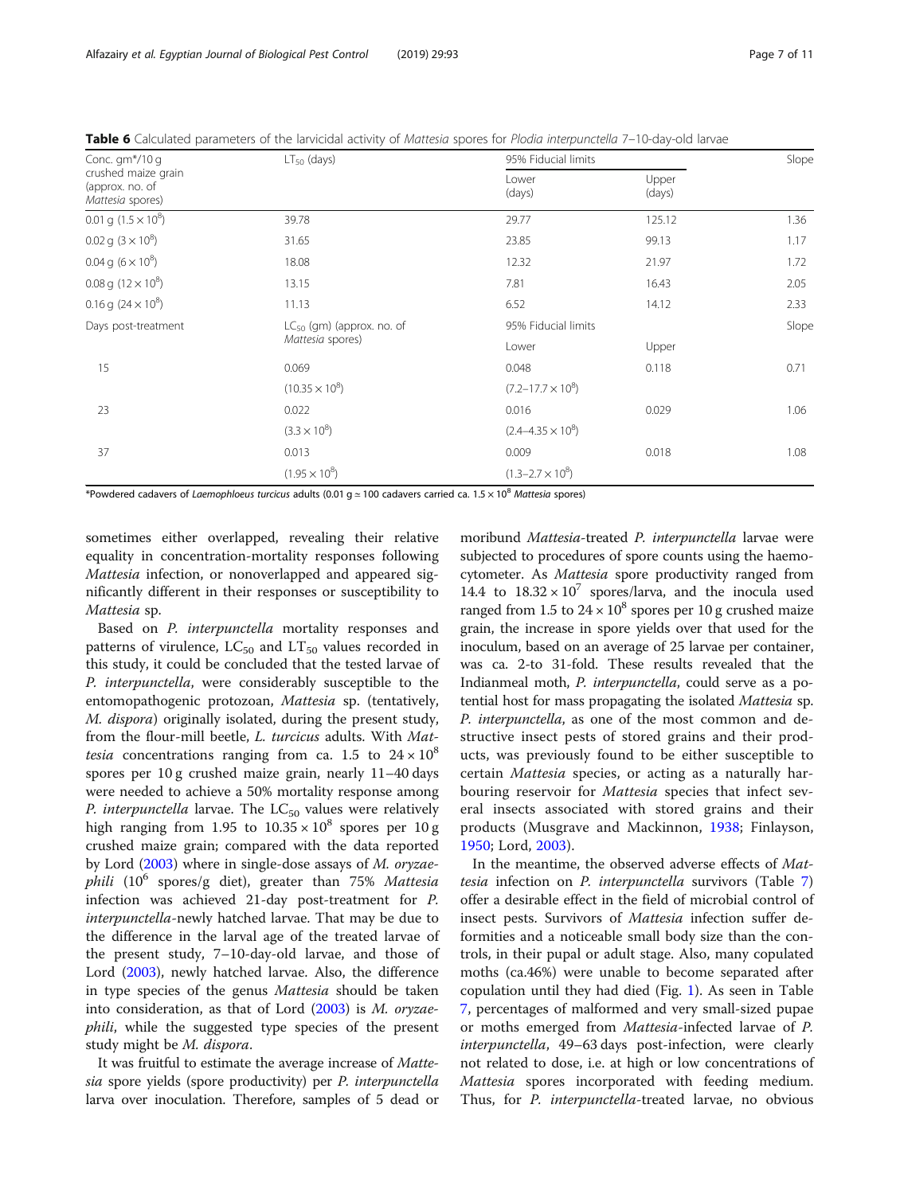**Table 6** Calculated parameters of the larvicidal activity of *Mattesia* spores for *Plodia interpunctella* 7–10-day-old larvae

| Conc. gm*/10 g crushed maize grain (approx. no. of *Mattesia* spores) | $LT_{50}$ (days) | 95% Fiducial limits | | Slope |
|---|---|---|---|---|
| | | Lower (days) | Upper (days) | |
| 0.01 g ($1.5 \times 10^8$) | 39.78 | 29.77 | 125.12 | 1.36 |
| 0.02 g ($3 \times 10^8$) | 31.65 | 23.85 | 99.13 | 1.17 |
| 0.04 g ($6 \times 10^8$) | 18.08 | 12.32 | 21.97 | 1.72 |
| 0.08 g ($12 \times 10^8$) | 13.15 | 7.81 | 16.43 | 2.05 |
| 0.16 g ($24 \times 10^8$) | 11.13 | 6.52 | 14.12 | 2.33 |
| Days post-treatment | $LC_{50}$ (gm) (approx. no. of *Mattesia* spores) | 95% Fiducial limits | | Slope |
| | | Lower | Upper | |
| 15 | 0.069 | 0.048 | 0.118 | 0.71 |
| | ($10.35 \times 10^8$) | ($7.2$–$17.7 \times 10^8$) | | |
| 23 | 0.022 | 0.016 | 0.029 | 1.06 |
| | ($3.3 \times 10^8$) | ($2.4$–$4.35 \times 10^8$) | | |
| 37 | 0.013 | 0.009 | 0.018 | 1.08 |
| | ($1.95 \times 10^8$) | ($1.3$–$2.7 \times 10^8$) | | |

*Powdered cadavers of *Laemophloeus turcicus* adults (0.01 g ≈ 100 cadavers carried ca. $1.5 \times 10^8$ *Mattesia* spores)

sometimes either overlapped, revealing their relative equality in concentration-mortality responses following *Mattesia* infection, or nonoverlapped and appeared significantly different in their responses or susceptibility to *Mattesia* sp.

Based on *P. interpunctella* mortality responses and patterns of virulence, $LC_{50}$ and $LT_{50}$ values recorded in this study, it could be concluded that the tested larvae of *P. interpunctella*, were considerably susceptible to the entomopathogenic protozoan, *Mattesia* sp. (tentatively, *M. dispora*) originally isolated, during the present study, from the flour-mill beetle, *L. turcicus* adults. With *Mattesia* concentrations ranging from ca. 1.5 to $24 \times 10^8$ spores per 10 g crushed maize grain, nearly 11–40 days were needed to achieve a 50% mortality response among *P. interpunctella* larvae. The $LC_{50}$ values were relatively high ranging from 1.95 to $10.35 \times 10^8$ spores per 10 g crushed maize grain; compared with the data reported by Lord (2003) where in single-dose assays of *M. oryzaephili* ($10^6$ spores/g diet), greater than 75% *Mattesia* infection was achieved 21-day post-treatment for *P. interpunctella*-newly hatched larvae. That may be due to the difference in the larval age of the treated larvae of the present study, 7–10-day-old larvae, and those of Lord (2003), newly hatched larvae. Also, the difference in type species of the genus *Mattesia* should be taken into consideration, as that of Lord (2003) is *M. oryzaephili*, while the suggested type species of the present study might be *M. dispora*.

It was fruitful to estimate the average increase of *Mattesia* spore yields (spore productivity) per *P. interpunctella* larva over inoculation. Therefore, samples of 5 dead or moribund *Mattesia*-treated *P. interpunctella* larvae were subjected to procedures of spore counts using the haemocytometer. As *Mattesia* spore productivity ranged from 14.4 to $18.32 \times 10^7$ spores/larva, and the inocula used ranged from 1.5 to $24 \times 10^8$ spores per 10 g crushed maize grain, the increase in spore yields over that used for the inoculum, based on an average of 25 larvae per container, was ca. 2-to 31-fold. These results revealed that the Indianmeal moth, *P. interpunctella*, could serve as a potential host for mass propagating the isolated *Mattesia* sp. *P. interpunctella*, as one of the most common and destructive insect pests of stored grains and their products, was previously found to be either susceptible to certain *Mattesia* species, or acting as a naturally harbouring reservoir for *Mattesia* species that infect several insects associated with stored grains and their products (Musgrave and Mackinnon, 1938; Finlayson, 1950; Lord, 2003).

In the meantime, the observed adverse effects of *Mattesia* infection on *P. interpunctella* survivors (Table 7) offer a desirable effect in the field of microbial control of insect pests. Survivors of *Mattesia* infection suffer deformities and a noticeable small body size than the controls, in their pupal or adult stage. Also, many copulated moths (ca.46%) were unable to become separated after copulation until they had died (Fig. 1). As seen in Table 7, percentages of malformed and very small-sized pupae or moths emerged from *Mattesia*-infected larvae of *P. interpunctella*, 49–63 days post-infection, were clearly not related to dose, i.e. at high or low concentrations of *Mattesia* spores incorporated with feeding medium. Thus, for *P. interpunctella*-treated larvae, no obvious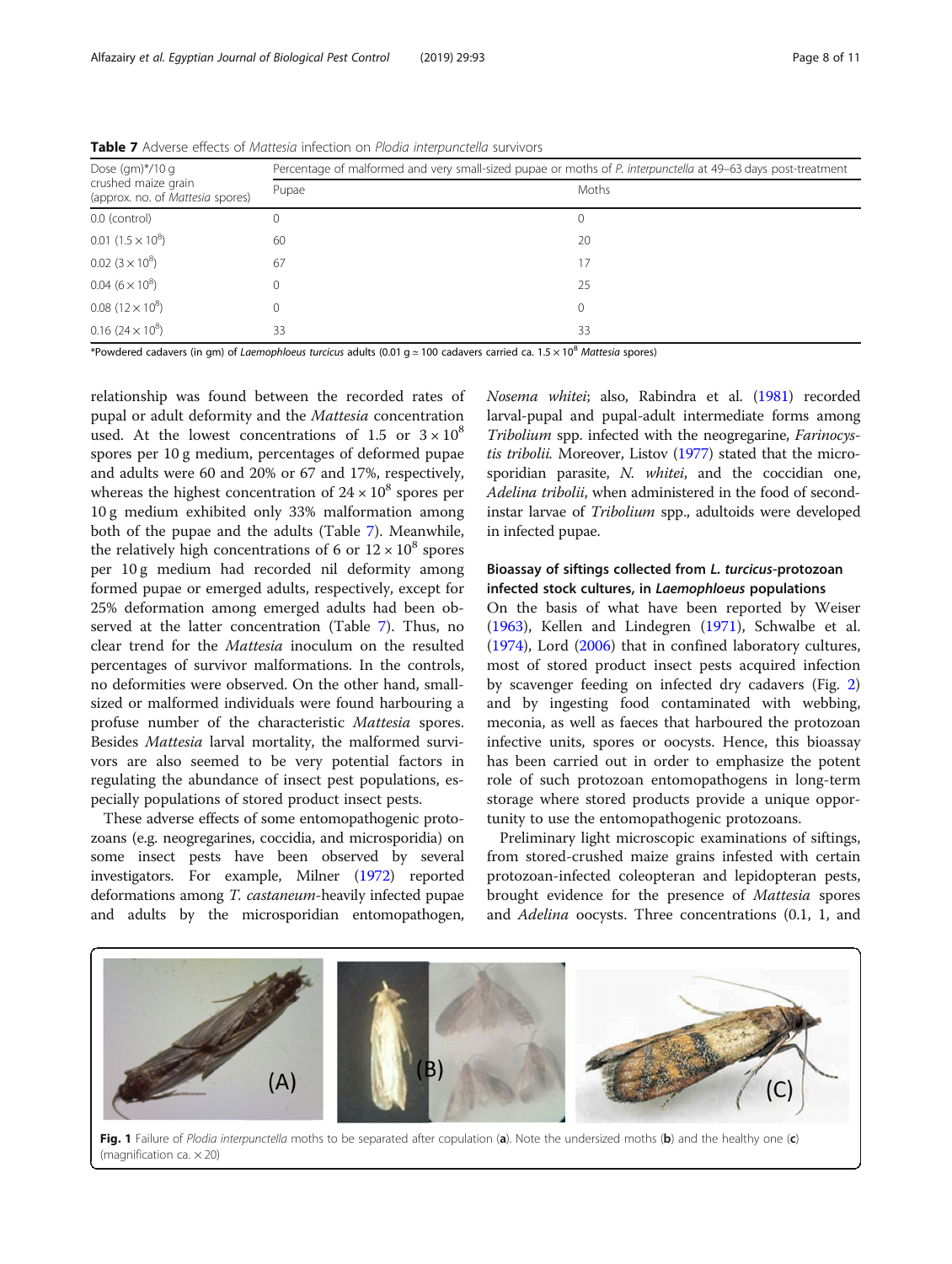**Table 7** Adverse effects of *Mattesia* infection on *Plodia interpunctella* survivors

| Dose (gm)*/10 g crushed maize grain (approx. no. of *Mattesia* spores) | Percentage of malformed and very small-sized pupae or moths of *P. interpunctella* at 49–63 days post-treatment | |
|---|---|---|
| | Pupae | Moths |
| 0.0 (control) | 0 | 0 |
| 0.01 ($1.5 \times 10^8$) | 60 | 20 |
| 0.02 ($3 \times 10^8$) | 67 | 17 |
| 0.04 ($6 \times 10^8$) | 0 | 25 |
| 0.08 ($12 \times 10^8$) | 0 | 0 |
| 0.16 ($24 \times 10^8$) | 33 | 33 |

*Powdered cadavers (in gm) of *Laemophloeus turcicus* adults (0.01 g ≈ 100 cadavers carried ca. $1.5 \times 10^8$ *Mattesia* spores)

relationship was found between the recorded rates of pupal or adult deformity and the *Mattesia* concentration used. At the lowest concentrations of 1.5 or $3 \times 10^8$ spores per 10 g medium, percentages of deformed pupae and adults were 60 and 20% or 67 and 17%, respectively, whereas the highest concentration of $24 \times 10^8$ spores per 10 g medium exhibited only 33% malformation among both of the pupae and the adults (Table 7). Meanwhile, the relatively high concentrations of 6 or $12 \times 10^8$ spores per 10 g medium had recorded nil deformity among formed pupae or emerged adults, respectively, except for 25% deformation among emerged adults had been observed at the latter concentration (Table 7). Thus, no clear trend for the *Mattesia* inoculum on the resulted percentages of survivor malformations. In the controls, no deformities were observed. On the other hand, small-sized or malformed individuals were found harbouring a profuse number of the characteristic *Mattesia* spores. Besides *Mattesia* larval mortality, the malformed survivors are also seemed to be very potential factors in regulating the abundance of insect pest populations, especially populations of stored product insect pests.

These adverse effects of some entomopathogenic protozoans (e.g. neogregarines, coccidia, and microsporidia) on some insect pests have been observed by several investigators. For example, Milner (1972) reported deformations among *T. castaneum*-heavily infected pupae and adults by the microsporidian entomopathogen, *Nosema whitei*; also, Rabindra et al. (1981) recorded larval-pupal and pupal-adult intermediate forms among *Tribolium* spp. infected with the neogregarine, *Farinocystis tribolii*. Moreover, Listov (1977) stated that the microsporidian parasite, *N. whitei*, and the coccidian one, *Adelina tribolii*, when administered in the food of second-instar larvae of *Tribolium* spp., adultoids were developed in infected pupae.

### Bioassay of siftings collected from *L. turcicus*-protozoan infected stock cultures, in *Laemophloeus* populations

On the basis of what have been reported by Weiser (1963), Kellen and Lindegren (1971), Schwalbe et al. (1974), Lord (2006) that in confined laboratory cultures, most of stored product insect pests acquired infection by scavenger feeding on infected dry cadavers (Fig. 2) and by ingesting food contaminated with webbing, meconia, as well as faeces that harboured the protozoan infective units, spores or oocysts. Hence, this bioassay has been carried out in order to emphasize the potent role of such protozoan entomopathogens in long-term storage where stored products provide a unique opportunity to use the entomopathogenic protozoans.

Preliminary light microscopic examinations of siftings, from stored-crushed maize grains infested with certain protozoan-infected coleopteran and lepidopteran pests, brought evidence for the presence of *Mattesia* spores and *Adelina* oocysts. Three concentrations (0.1, 1, and

**Fig. 1** Failure of *Plodia interpunctella* moths to be separated after copulation (**a**). Note the undersized moths (**b**) and the healthy one (**c**) (magnification ca. × 20)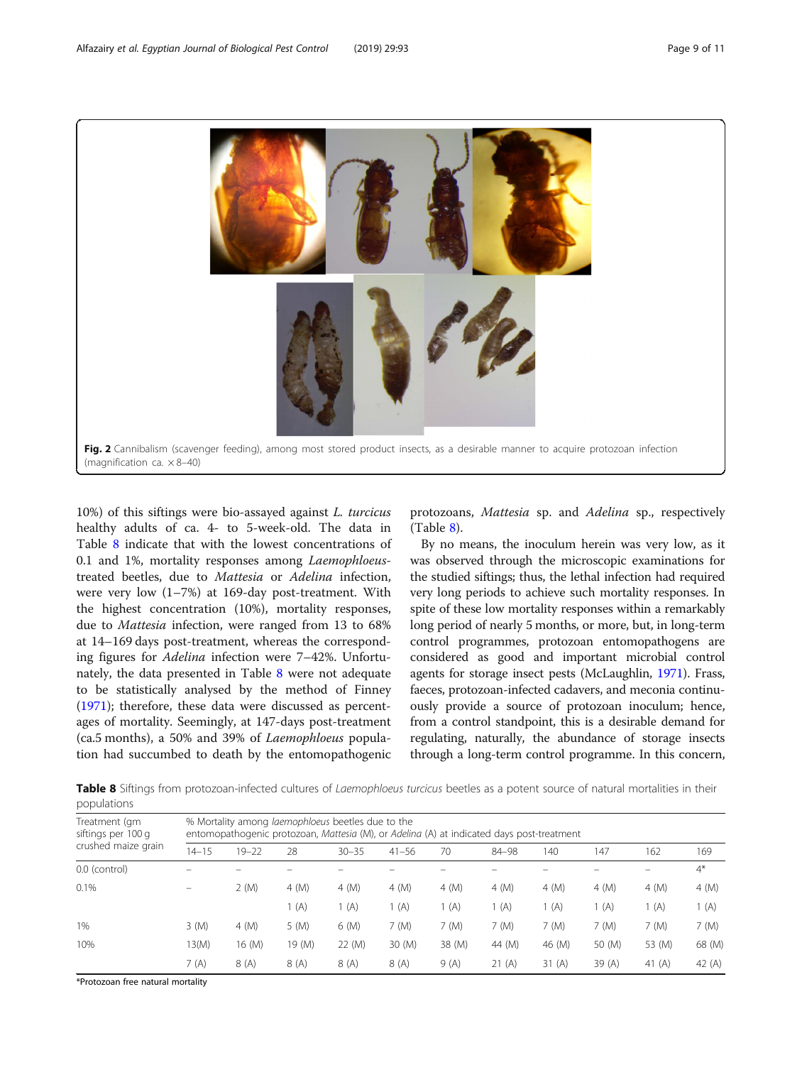Fig. 2 Cannibalism (scavenger feeding), among most stored product insects, as a desirable manner to acquire protozoan infection (magnification ca. ×8–40)

10%) of this siftings were bio-assayed against *L. turcicus* healthy adults of ca. 4- to 5-week-old. The data in Table 8 indicate that with the lowest concentrations of 0.1 and 1%, mortality responses among *Laemophloeus*-treated beetles, due to *Mattesia* or *Adelina* infection, were very low (1–7%) at 169-day post-treatment. With the highest concentration (10%), mortality responses, due to *Mattesia* infection, were ranged from 13 to 68% at 14–169 days post-treatment, whereas the corresponding figures for *Adelina* infection were 7–42%. Unfortunately, the data presented in Table 8 were not adequate to be statistically analysed by the method of Finney (1971); therefore, these data were discussed as percentages of mortality. Seemingly, at 147-days post-treatment (ca.5 months), a 50% and 39% of *Laemophloeus* population had succumbed to death by the entomopathogenic protozoans, *Mattesia* sp. and *Adelina* sp., respectively (Table 8).

By no means, the inoculum herein was very low, as it was observed through the microscopic examinations for the studied siftings; thus, the lethal infection had required very long periods to achieve such mortality responses. In spite of these low mortality responses within a remarkably long period of nearly 5 months, or more, but, in long-term control programmes, protozoan entomopathogens are considered as good and important microbial control agents for storage insect pests (McLaughlin, 1971). Frass, faeces, protozoan-infected cadavers, and meconia continuously provide a source of protozoan inoculum; hence, from a control standpoint, this is a desirable demand for regulating, naturally, the abundance of storage insects through a long-term control programme. In this concern,

**Table 8** Siftings from protozoan-infected cultures of *Laemophloeus turcicus* beetles as a potent source of natural mortalities in their populations

| Treatment (gm siftings per 100 g crushed maize grain | % Mortality among *laemophloeus* beetles due to the entomopathogenic protozoan, *Mattesia* (M), or *Adelina* (A) at indicated days post-treatment | | | | | | | | | | |
|---|---|---|---|---|---|---|---|---|---|---|---|
| | 14–15 | 19–22 | 28 | 30–35 | 41–56 | 70 | 84–98 | 140 | 147 | 162 | 169 |
| 0.0 (control) | – | – | – | – | – | – | – | – | – | – | 4* |
| 0.1% | – | 2 (M) | 4 (M) | 4 (M) | 4 (M) | 4 (M) | 4 (M) | 4 (M) | 4 (M) | 4 (M) | 4 (M) |
| | | | 1 (A) | 1 (A) | 1 (A) | 1 (A) | 1 (A) | 1 (A) | 1 (A) | 1 (A) | 1 (A) |
| 1% | 3 (M) | 4 (M) | 5 (M) | 6 (M) | 7 (M) | 7 (M) | 7 (M) | 7 (M) | 7 (M) | 7 (M) | 7 (M) |
| 10% | 13(M) | 16 (M) | 19 (M) | 22 (M) | 30 (M) | 38 (M) | 44 (M) | 46 (M) | 50 (M) | 53 (M) | 68 (M) |
| | 7 (A) | 8 (A) | 8 (A) | 8 (A) | 8 (A) | 9 (A) | 21 (A) | 31 (A) | 39 (A) | 41 (A) | 42 (A) |

*Protozoan free natural mortality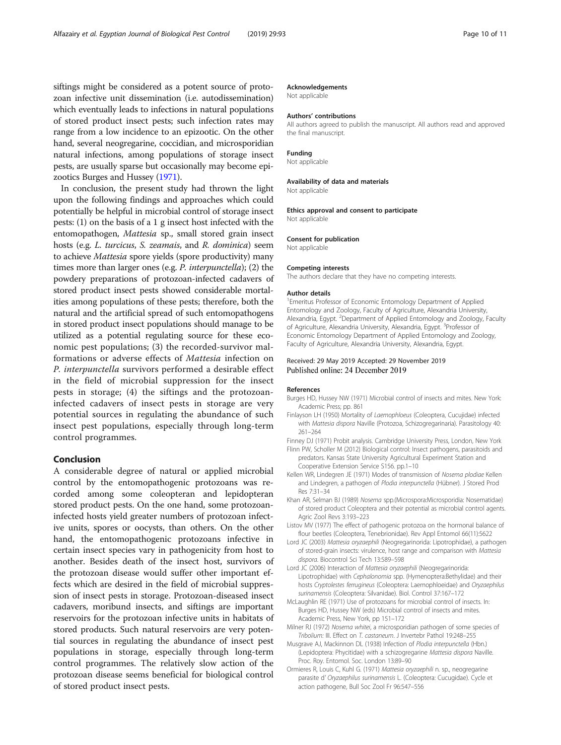siftings might be considered as a potent source of protozoan infective unit dissemination (i.e. autodissemination) which eventually leads to infections in natural populations of stored product insect pests; such infection rates may range from a low incidence to an epizootic. On the other hand, several neogregarine, coccidian, and microsporidian natural infections, among populations of storage insect pests, are usually sparse but occasionally may become epizootics Burges and Hussey (1971).

In conclusion, the present study had thrown the light upon the following findings and approaches which could potentially be helpful in microbial control of storage insect pests: (1) on the basis of a 1 g insect host infected with the entomopathogen, *Mattesia* sp., small stored grain insect hosts (e.g. *L. turcicus*, *S. zeamais*, and *R. dominica*) seem to achieve *Mattesia* spore yields (spore productivity) many times more than larger ones (e.g. *P. interpunctella*); (2) the powdery preparations of protozoan-infected cadavers of stored product insect pests showed considerable mortalities among populations of these pests; therefore, both the natural and the artificial spread of such entomopathogens in stored product insect populations should manage to be utilized as a potential regulating source for these economic pest populations; (3) the recorded-survivor malformations or adverse effects of *Mattesia* infection on *P. interpunctella* survivors performed a desirable effect in the field of microbial suppression for the insect pests in storage; (4) the siftings and the protozoan-infected cadavers of insect pests in storage are very potential sources in regulating the abundance of such insect pest populations, especially through long-term control programmes.

## Conclusion

A considerable degree of natural or applied microbial control by the entomopathogenic protozoans was recorded among some coleopteran and lepidopteran stored product pests. On the one hand, some protozoan-infected hosts yield greater numbers of protozoan infective units, spores or oocysts, than others. On the other hand, the entomopathogenic protozoans infective in certain insect species vary in pathogenicity from host to another. Besides death of the insect host, survivors of the protozoan disease would suffer other important effects which are desired in the field of microbial suppression of insect pests in storage. Protozoan-diseased insect cadavers, moribund insects, and siftings are important reservoirs for the protozoan infective units in habitats of stored products. Such natural reservoirs are very potential sources in regulating the abundance of insect pest populations in storage, especially through long-term control programmes. The relatively slow action of the protozoan disease seems beneficial for biological control of stored product insect pests.

#### Acknowledgements
Not applicable

#### Authors' contributions
All authors agreed to publish the manuscript. All authors read and approved the final manuscript.

#### Funding
Not applicable

#### Availability of data and materials
Not applicable

#### Ethics approval and consent to participate
Not applicable

#### Consent for publication
Not applicable

#### Competing interests
The authors declare that they have no competing interests.

#### Author details
[1]Emeritus Professor of Economic Entomology Department of Applied Entomology and Zoology, Faculty of Agriculture, Alexandria University, Alexandria, Egypt. [2]Department of Applied Entomology and Zoology, Faculty of Agriculture, Alexandria University, Alexandria, Egypt. [3]Professor of Economic Entomology Department of Applied Entomology and Zoology, Faculty of Agriculture, Alexandria University, Alexandria, Egypt.

Received: 29 May 2019 Accepted: 29 November 2019
Published online: 24 December 2019

#### References

Burges HD, Hussey NW (1971) Microbial control of insects and mites. New York: Academic Press; pp. 861

Finlayson LH (1950) Mortality of *Laemophloeus* (Coleoptera, Cucujidae) infected with *Mattesia dispora* Naville (Protozoa, Schizogregarinaria). Parasitology 40: 261–264

Finney DJ (1971) Probit analysis. Cambridge University Press, London, New York

Flinn PW, Scholler M (2012) Biological control: Insect pathogens, parasitoids and predators. Kansas State University Agricultural Experiment Station and Cooperative Extension Service S156. pp.1–10

Kellen WR, Lindegren JE (1971) Modes of transmission of *Nosema plodiae* Kellen and Lindegren, a pathogen of *Plodia interpunctella* (Hübner). J Stored Prod Res 7:31–34

Khan AR, Selman BJ (1989) *Nosema* spp.(Microspora:Microsporidia: Nosematidae) of stored product Coleoptera and their potential as microbial control agents. Agric Zool Revs 3:193–223

Listov MV (1977) The effect of pathogenic protozoa on the hormonal balance of flour beetles (Coleoptera, Tenebrionidae). Rev Appl Entomol 66(11):5622

Lord JC (2003) *Mattesia oryzaephili* (Neogregarinorida: Lipotrophidae), a pathogen of stored-grain insects: virulence, host range and comparison with *Mattesia dispora*. Biocontrol Sci Tech 13:589–598

Lord JC (2006) Interaction of *Mattesia oryzaephili* (Neogregarinorida: Lipotrophidae) with *Cephalonomia* spp. (Hymenoptera:Bethylidae) and their hosts *Cryptolestes ferrugineus* (Coleoptera: Laemophloeidae) and *Oryzaephilus surinamensis* (Coleoptera: Silvanidae). Biol. Control 37:167–172

McLaughlin RE (1971) Use of protozoans for microbial control of insects. In: Burges HD, Hussey NW (eds) Microbial control of insects and mites. Academic Press, New York, pp 151–172

Milner RJ (1972) *Nosema whitei*, a microsporidian pathogen of some species of *Tribolium*: III. Effect on *T. castaneum*. J Invertebr Pathol 19:248–255

Musgrave AJ, Mackinnon DL (1938) Infection of *Plodia interpunctella* (Hbn.) (Lepidoptera: Phycitidae) with a schizogregarine *Mattesia dispora* Naville. Proc. Roy. Entomol. Soc. London 13:89–90

Ormieres R, Louis C, Kuhl G. (1971) *Mattesia oryzaephili* n. sp., neogregarine parasite d' *Oryzaephilus surinamensis* L. (Coleoptera: Cucugidae). Cycle et action pathogene, Bull Soc Zool Fr 96:547–556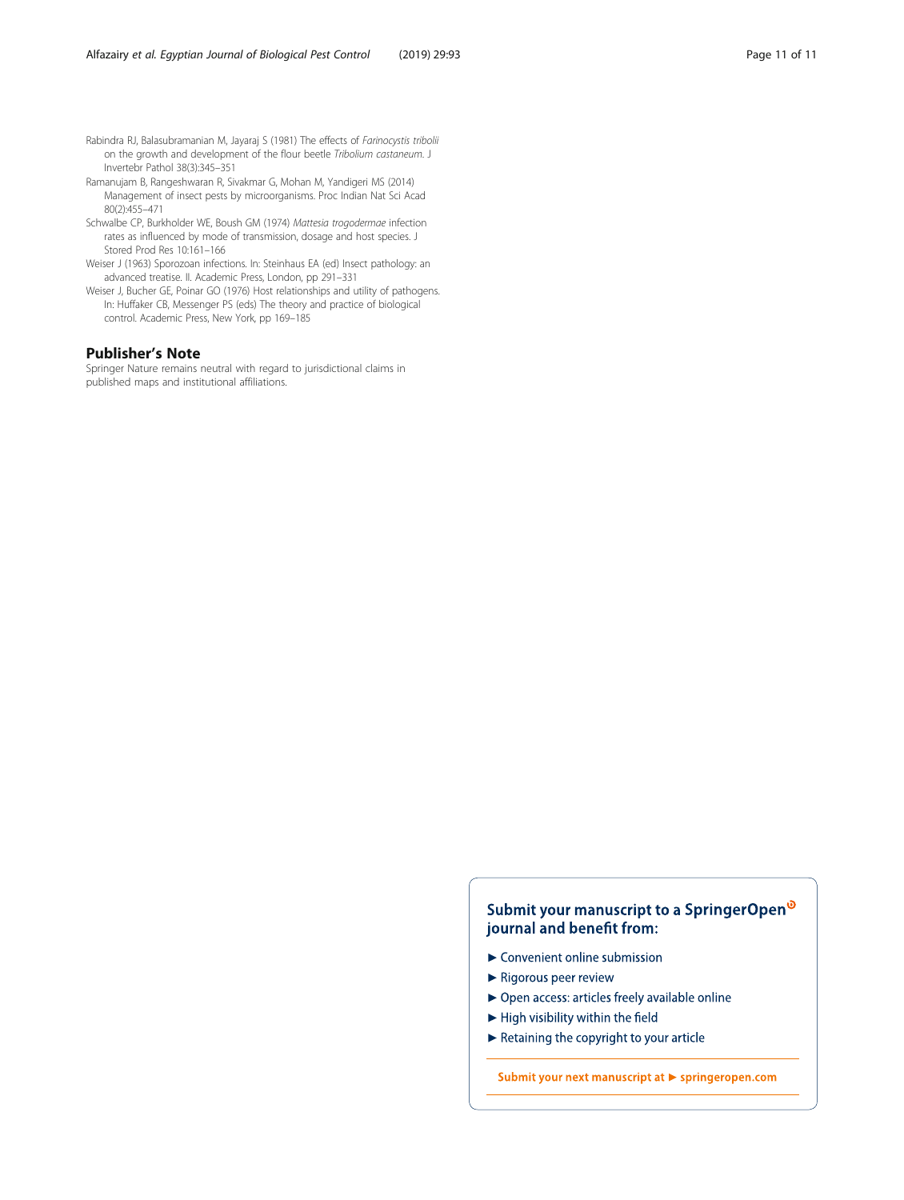Rabindra RJ, Balasubramanian M, Jayaraj S (1981) The effects of *Farinocystis tribolii* on the growth and development of the flour beetle *Tribolium castaneum*. J Invertebr Pathol 38(3):345–351

Ramanujam B, Rangeshwaran R, Sivakmar G, Mohan M, Yandigeri MS (2014) Management of insect pests by microorganisms. Proc Indian Nat Sci Acad 80(2):455–471

Schwalbe CP, Burkholder WE, Boush GM (1974) *Mattesia trogodermae* infection rates as influenced by mode of transmission, dosage and host species. J Stored Prod Res 10:161–166

Weiser J (1963) Sporozoan infections. In: Steinhaus EA (ed) Insect pathology: an advanced treatise. II. Academic Press, London, pp 291–331

Weiser J, Bucher GE, Poinar GO (1976) Host relationships and utility of pathogens. In: Huffaker CB, Messenger PS (eds) The theory and practice of biological control. Academic Press, New York, pp 169–185

## Publisher's Note

Springer Nature remains neutral with regard to jurisdictional claims in published maps and institutional affiliations.

**Submit your manuscript to a SpringerOpen journal and benefit from:**

- ► Convenient online submission
- ► Rigorous peer review
- ► Open access: articles freely available online
- ► High visibility within the field
- ► Retaining the copyright to your article

**Submit your next manuscript at ► springeropen.com**